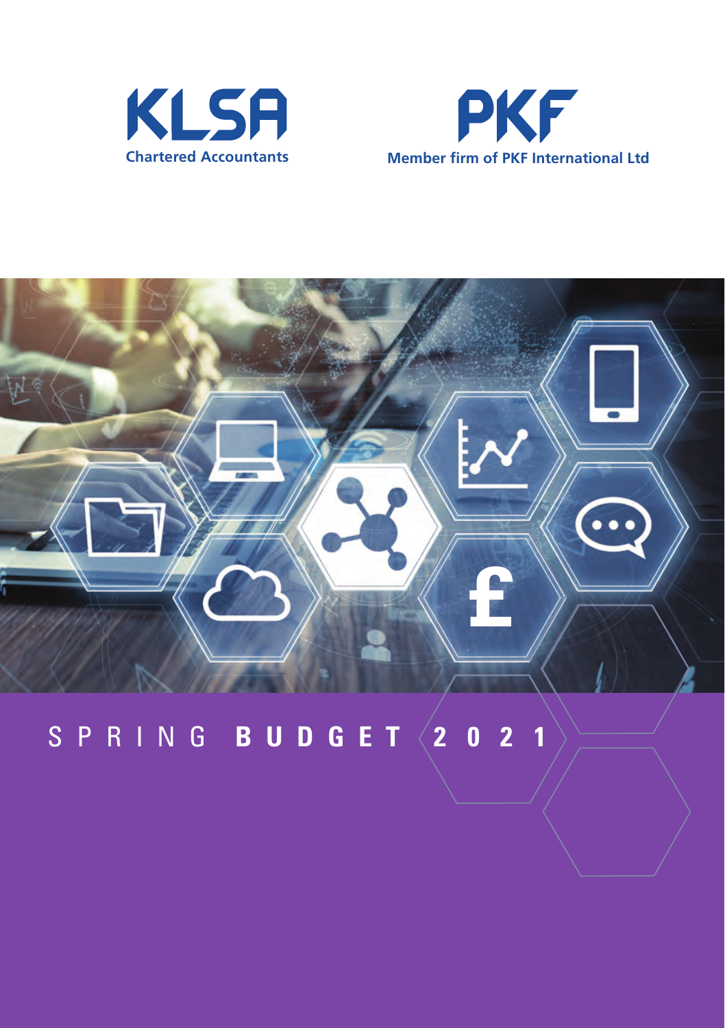KLSA
Chartered Accountants

PKF
Member firm of PKF International Ltd

# SPRING **BUDGET 2021**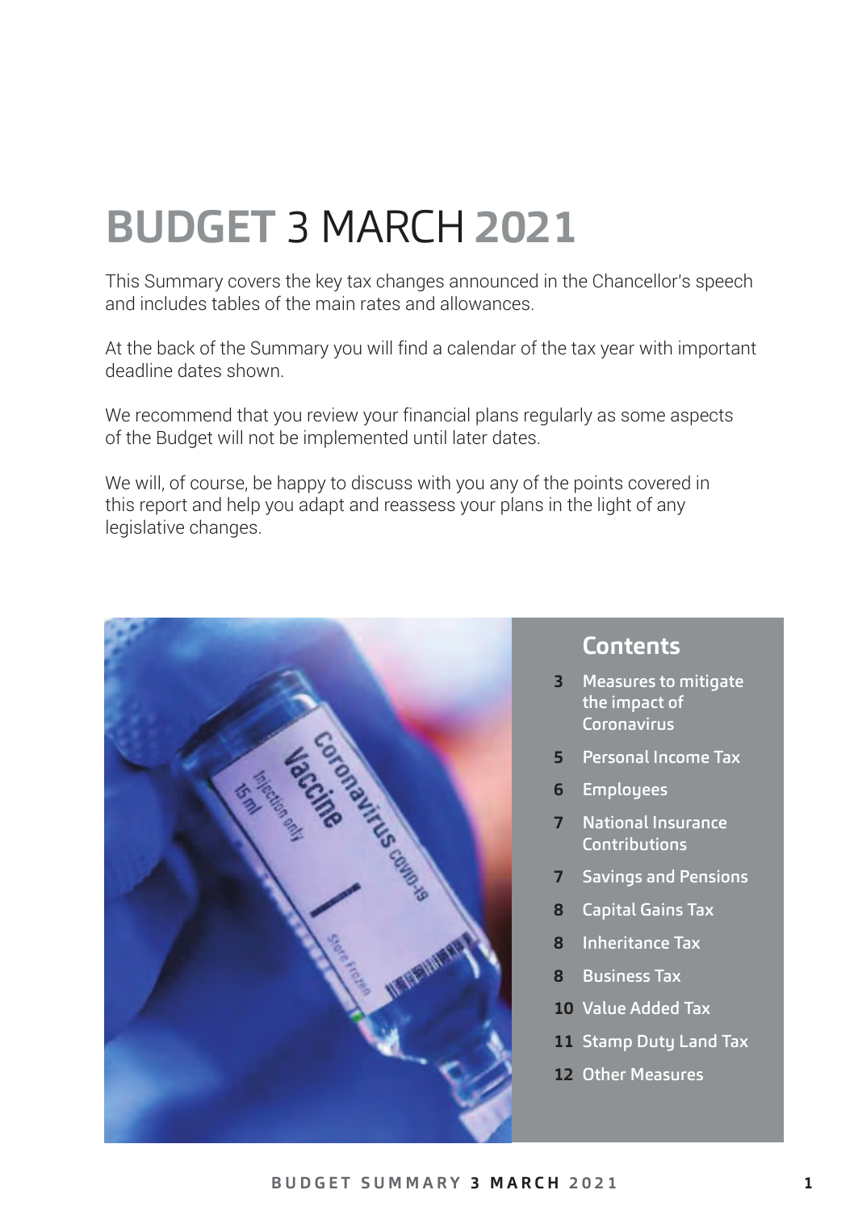# BUDGET 3 MARCH 2021

This Summary covers the key tax changes announced in the Chancellor's speech and includes tables of the main rates and allowances.

At the back of the Summary you will find a calendar of the tax year with important deadline dates shown.

We recommend that you review your financial plans regularly as some aspects of the Budget will not be implemented until later dates.

We will, of course, be happy to discuss with you any of the points covered in this report and help you adapt and reassess your plans in the light of any legislative changes.

## Contents

- **3** Measures to mitigate the impact of Coronavirus
- **5** Personal Income Tax
- **6** Employees
- **7** National Insurance Contributions
- **7** Savings and Pensions
- **8** Capital Gains Tax
- **8** Inheritance Tax
- **8** Business Tax
- **10** Value Added Tax
- **11** Stamp Duty Land Tax
- **12** Other Measures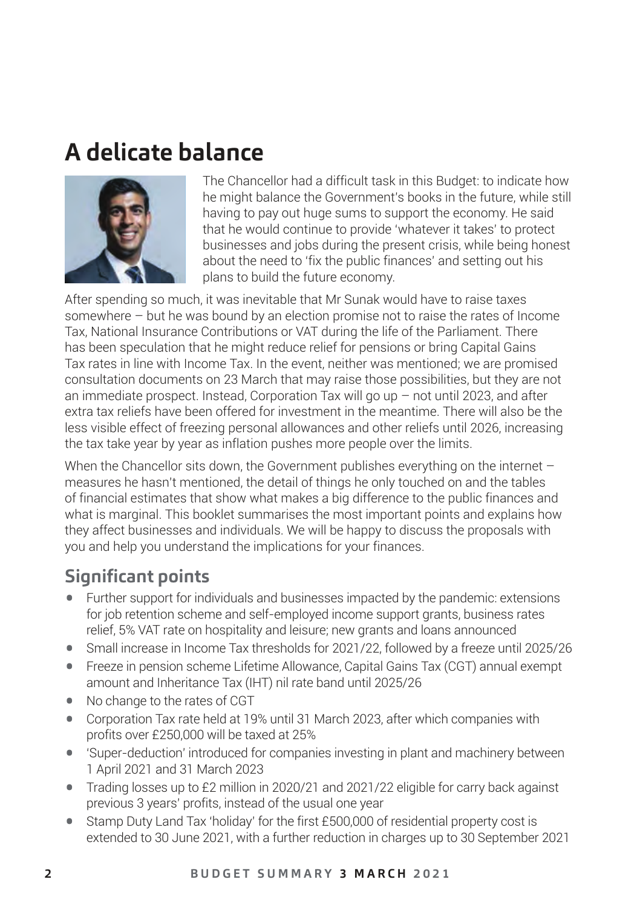# A delicate balance

The Chancellor had a difficult task in this Budget: to indicate how he might balance the Government's books in the future, while still having to pay out huge sums to support the economy. He said that he would continue to provide 'whatever it takes' to protect businesses and jobs during the present crisis, while being honest about the need to 'fix the public finances' and setting out his plans to build the future economy.

After spending so much, it was inevitable that Mr Sunak would have to raise taxes somewhere – but he was bound by an election promise not to raise the rates of Income Tax, National Insurance Contributions or VAT during the life of the Parliament. There has been speculation that he might reduce relief for pensions or bring Capital Gains Tax rates in line with Income Tax. In the event, neither was mentioned; we are promised consultation documents on 23 March that may raise those possibilities, but they are not an immediate prospect. Instead, Corporation Tax will go up – not until 2023, and after extra tax reliefs have been offered for investment in the meantime. There will also be the less visible effect of freezing personal allowances and other reliefs until 2026, increasing the tax take year by year as inflation pushes more people over the limits.

When the Chancellor sits down, the Government publishes everything on the internet – measures he hasn't mentioned, the detail of things he only touched on and the tables of financial estimates that show what makes a big difference to the public finances and what is marginal. This booklet summarises the most important points and explains how they affect businesses and individuals. We will be happy to discuss the proposals with you and help you understand the implications for your finances.

## Significant points

- Further support for individuals and businesses impacted by the pandemic: extensions for job retention scheme and self-employed income support grants, business rates relief, 5% VAT rate on hospitality and leisure; new grants and loans announced
- Small increase in Income Tax thresholds for 2021/22, followed by a freeze until 2025/26
- Freeze in pension scheme Lifetime Allowance, Capital Gains Tax (CGT) annual exempt amount and Inheritance Tax (IHT) nil rate band until 2025/26
- No change to the rates of CGT
- Corporation Tax rate held at 19% until 31 March 2023, after which companies with profits over £250,000 will be taxed at 25%
- 'Super-deduction' introduced for companies investing in plant and machinery between 1 April 2021 and 31 March 2023
- Trading losses up to £2 million in 2020/21 and 2021/22 eligible for carry back against previous 3 years' profits, instead of the usual one year
- Stamp Duty Land Tax 'holiday' for the first £500,000 of residential property cost is extended to 30 June 2021, with a further reduction in charges up to 30 September 2021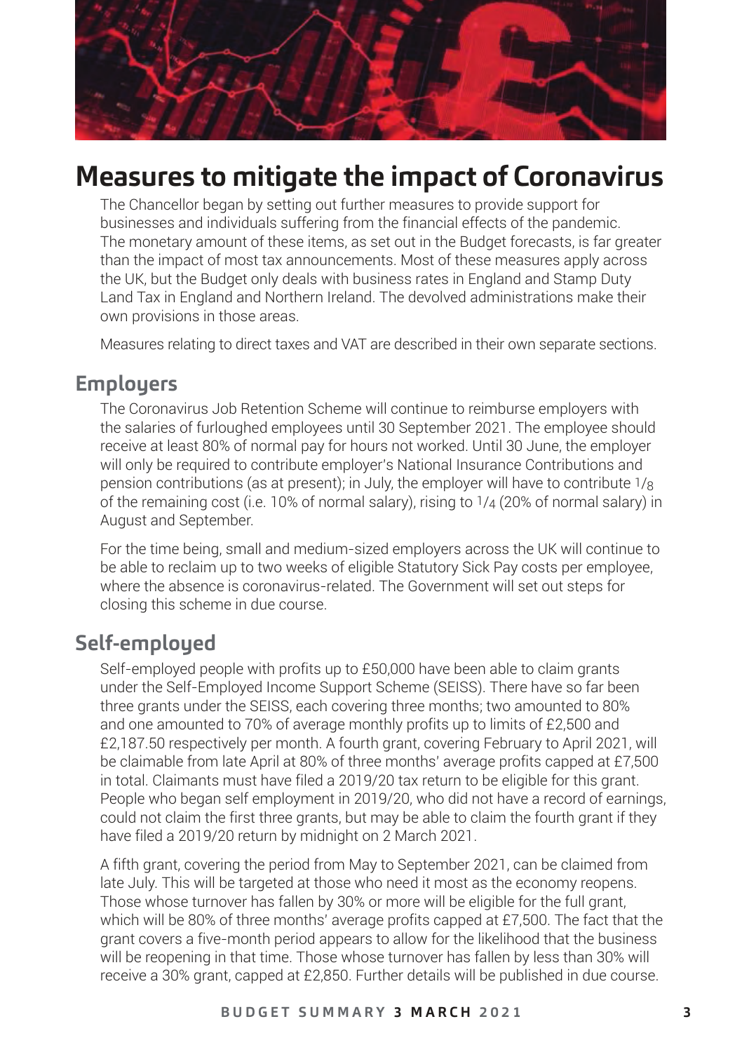# Measures to mitigate the impact of Coronavirus

The Chancellor began by setting out further measures to provide support for businesses and individuals suffering from the financial effects of the pandemic. The monetary amount of these items, as set out in the Budget forecasts, is far greater than the impact of most tax announcements. Most of these measures apply across the UK, but the Budget only deals with business rates in England and Stamp Duty Land Tax in England and Northern Ireland. The devolved administrations make their own provisions in those areas.

Measures relating to direct taxes and VAT are described in their own separate sections.

## Employers

The Coronavirus Job Retention Scheme will continue to reimburse employers with the salaries of furloughed employees until 30 September 2021. The employee should receive at least 80% of normal pay for hours not worked. Until 30 June, the employer will only be required to contribute employer's National Insurance Contributions and pension contributions (as at present); in July, the employer will have to contribute 1/8 of the remaining cost (i.e. 10% of normal salary), rising to 1/4 (20% of normal salary) in August and September.

For the time being, small and medium-sized employers across the UK will continue to be able to reclaim up to two weeks of eligible Statutory Sick Pay costs per employee, where the absence is coronavirus-related. The Government will set out steps for closing this scheme in due course.

## Self-employed

Self-employed people with profits up to £50,000 have been able to claim grants under the Self-Employed Income Support Scheme (SEISS). There have so far been three grants under the SEISS, each covering three months; two amounted to 80% and one amounted to 70% of average monthly profits up to limits of £2,500 and £2,187.50 respectively per month. A fourth grant, covering February to April 2021, will be claimable from late April at 80% of three months' average profits capped at £7,500 in total. Claimants must have filed a 2019/20 tax return to be eligible for this grant. People who began self employment in 2019/20, who did not have a record of earnings, could not claim the first three grants, but may be able to claim the fourth grant if they have filed a 2019/20 return by midnight on 2 March 2021.

A fifth grant, covering the period from May to September 2021, can be claimed from late July. This will be targeted at those who need it most as the economy reopens. Those whose turnover has fallen by 30% or more will be eligible for the full grant, which will be 80% of three months' average profits capped at £7,500. The fact that the grant covers a five-month period appears to allow for the likelihood that the business will be reopening in that time. Those whose turnover has fallen by less than 30% will receive a 30% grant, capped at £2,850. Further details will be published in due course.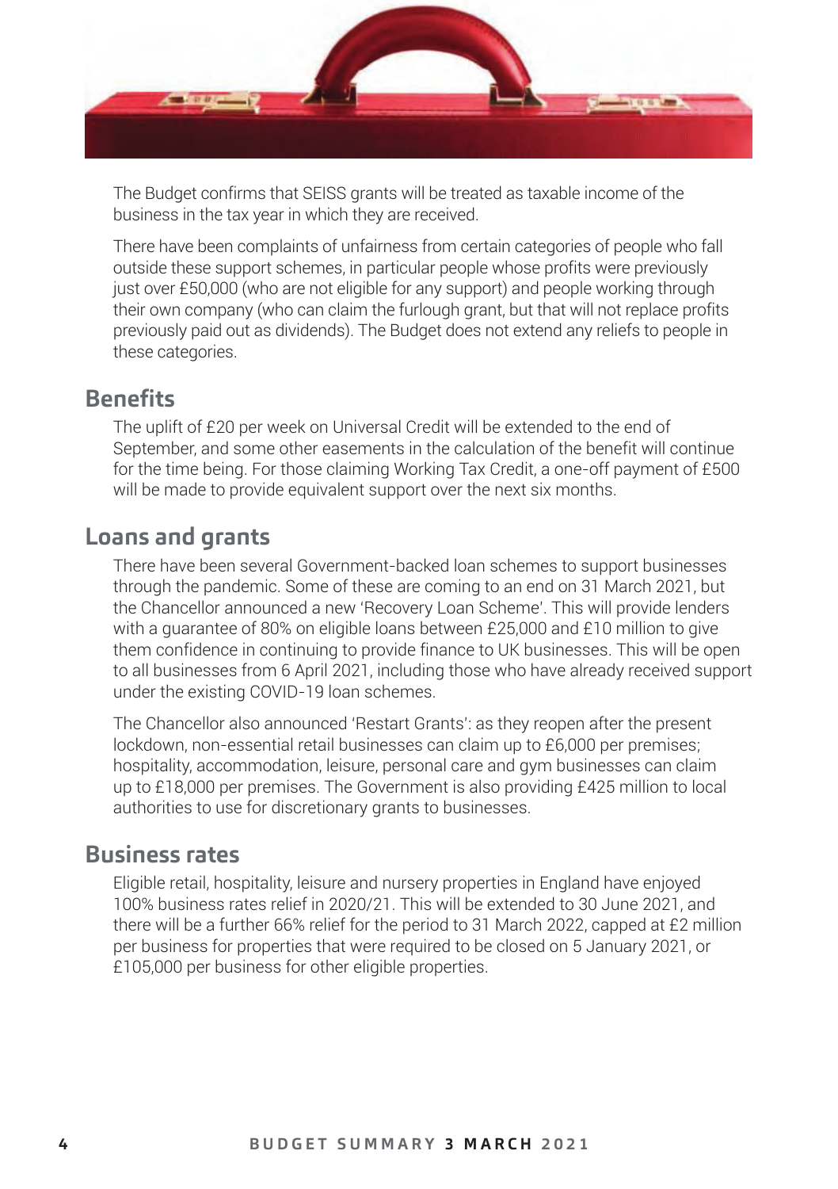The Budget confirms that SEISS grants will be treated as taxable income of the business in the tax year in which they are received.

There have been complaints of unfairness from certain categories of people who fall outside these support schemes, in particular people whose profits were previously just over £50,000 (who are not eligible for any support) and people working through their own company (who can claim the furlough grant, but that will not replace profits previously paid out as dividends). The Budget does not extend any reliefs to people in these categories.

## Benefits

The uplift of £20 per week on Universal Credit will be extended to the end of September, and some other easements in the calculation of the benefit will continue for the time being. For those claiming Working Tax Credit, a one-off payment of £500 will be made to provide equivalent support over the next six months.

## Loans and grants

There have been several Government-backed loan schemes to support businesses through the pandemic. Some of these are coming to an end on 31 March 2021, but the Chancellor announced a new 'Recovery Loan Scheme'. This will provide lenders with a guarantee of 80% on eligible loans between £25,000 and £10 million to give them confidence in continuing to provide finance to UK businesses. This will be open to all businesses from 6 April 2021, including those who have already received support under the existing COVID-19 loan schemes.

The Chancellor also announced 'Restart Grants': as they reopen after the present lockdown, non-essential retail businesses can claim up to £6,000 per premises; hospitality, accommodation, leisure, personal care and gym businesses can claim up to £18,000 per premises. The Government is also providing £425 million to local authorities to use for discretionary grants to businesses.

## Business rates

Eligible retail, hospitality, leisure and nursery properties in England have enjoyed 100% business rates relief in 2020/21. This will be extended to 30 June 2021, and there will be a further 66% relief for the period to 31 March 2022, capped at £2 million per business for properties that were required to be closed on 5 January 2021, or £105,000 per business for other eligible properties.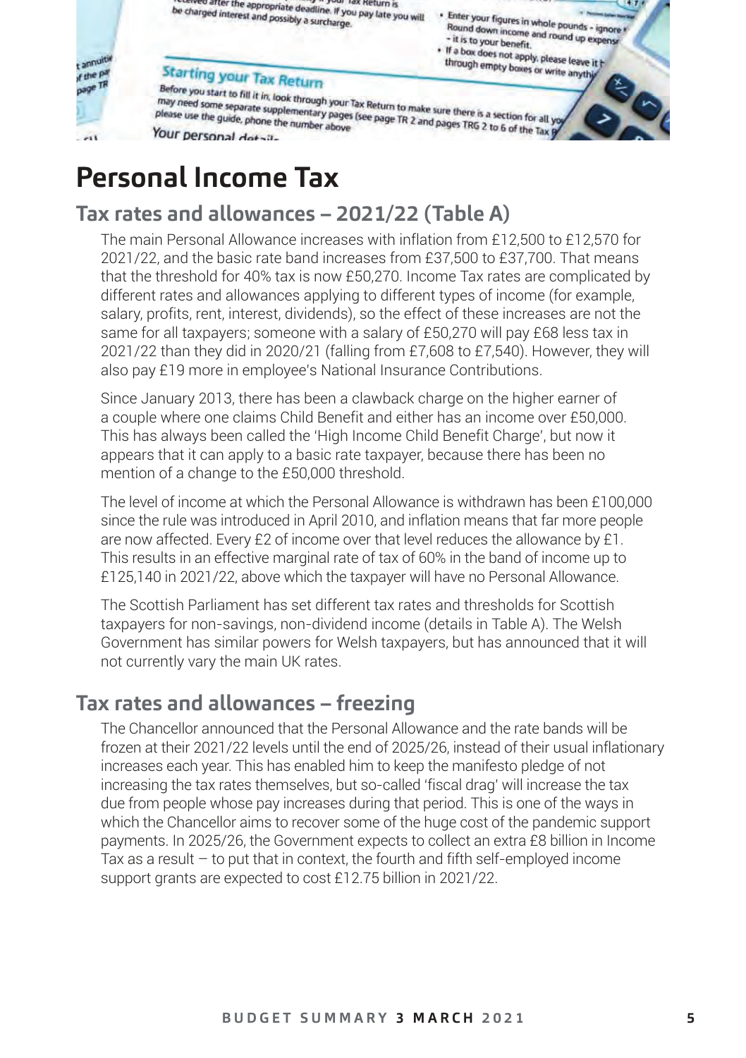# Personal Income Tax

## Tax rates and allowances – 2021/22 (Table A)

The main Personal Allowance increases with inflation from £12,500 to £12,570 for 2021/22, and the basic rate band increases from £37,500 to £37,700. That means that the threshold for 40% tax is now £50,270. Income Tax rates are complicated by different rates and allowances applying to different types of income (for example, salary, profits, rent, interest, dividends), so the effect of these increases are not the same for all taxpayers; someone with a salary of £50,270 will pay £68 less tax in 2021/22 than they did in 2020/21 (falling from £7,608 to £7,540). However, they will also pay £19 more in employee's National Insurance Contributions.

Since January 2013, there has been a clawback charge on the higher earner of a couple where one claims Child Benefit and either has an income over £50,000. This has always been called the 'High Income Child Benefit Charge', but now it appears that it can apply to a basic rate taxpayer, because there has been no mention of a change to the £50,000 threshold.

The level of income at which the Personal Allowance is withdrawn has been £100,000 since the rule was introduced in April 2010, and inflation means that far more people are now affected. Every £2 of income over that level reduces the allowance by £1. This results in an effective marginal rate of tax of 60% in the band of income up to £125,140 in 2021/22, above which the taxpayer will have no Personal Allowance.

The Scottish Parliament has set different tax rates and thresholds for Scottish taxpayers for non-savings, non-dividend income (details in Table A). The Welsh Government has similar powers for Welsh taxpayers, but has announced that it will not currently vary the main UK rates.

## Tax rates and allowances – freezing

The Chancellor announced that the Personal Allowance and the rate bands will be frozen at their 2021/22 levels until the end of 2025/26, instead of their usual inflationary increases each year. This has enabled him to keep the manifesto pledge of not increasing the tax rates themselves, but so-called 'fiscal drag' will increase the tax due from people whose pay increases during that period. This is one of the ways in which the Chancellor aims to recover some of the huge cost of the pandemic support payments. In 2025/26, the Government expects to collect an extra £8 billion in Income Tax as a result – to put that in context, the fourth and fifth self-employed income support grants are expected to cost £12.75 billion in 2021/22.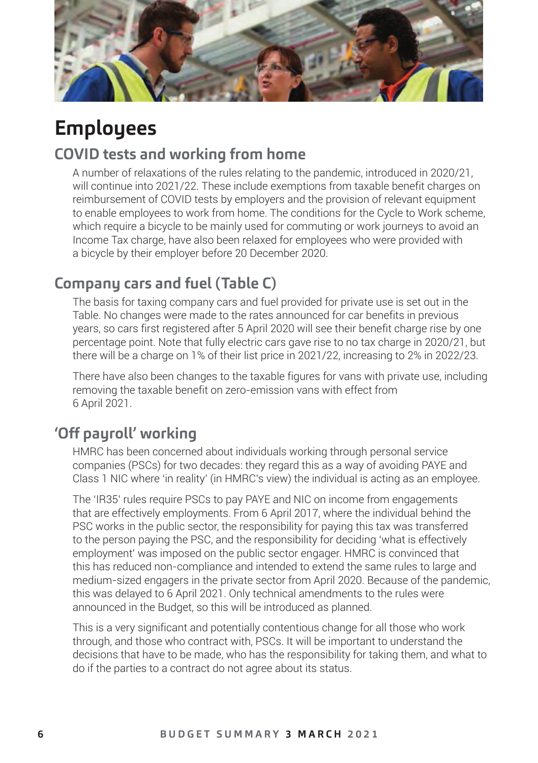# Employees

## COVID tests and working from home

A number of relaxations of the rules relating to the pandemic, introduced in 2020/21, will continue into 2021/22. These include exemptions from taxable benefit charges on reimbursement of COVID tests by employers and the provision of relevant equipment to enable employees to work from home. The conditions for the Cycle to Work scheme, which require a bicycle to be mainly used for commuting or work journeys to avoid an Income Tax charge, have also been relaxed for employees who were provided with a bicycle by their employer before 20 December 2020.

## Company cars and fuel (Table C)

The basis for taxing company cars and fuel provided for private use is set out in the Table. No changes were made to the rates announced for car benefits in previous years, so cars first registered after 5 April 2020 will see their benefit charge rise by one percentage point. Note that fully electric cars gave rise to no tax charge in 2020/21, but there will be a charge on 1% of their list price in 2021/22, increasing to 2% in 2022/23.

There have also been changes to the taxable figures for vans with private use, including removing the taxable benefit on zero-emission vans with effect from 6 April 2021.

## 'Off payroll' working

HMRC has been concerned about individuals working through personal service companies (PSCs) for two decades: they regard this as a way of avoiding PAYE and Class 1 NIC where 'in reality' (in HMRC's view) the individual is acting as an employee.

The 'IR35' rules require PSCs to pay PAYE and NIC on income from engagements that are effectively employments. From 6 April 2017, where the individual behind the PSC works in the public sector, the responsibility for paying this tax was transferred to the person paying the PSC, and the responsibility for deciding 'what is effectively employment' was imposed on the public sector engager. HMRC is convinced that this has reduced non-compliance and intended to extend the same rules to large and medium-sized engagers in the private sector from April 2020. Because of the pandemic, this was delayed to 6 April 2021. Only technical amendments to the rules were announced in the Budget, so this will be introduced as planned.

This is a very significant and potentially contentious change for all those who work through, and those who contract with, PSCs. It will be important to understand the decisions that have to be made, who has the responsibility for taking them, and what to do if the parties to a contract do not agree about its status.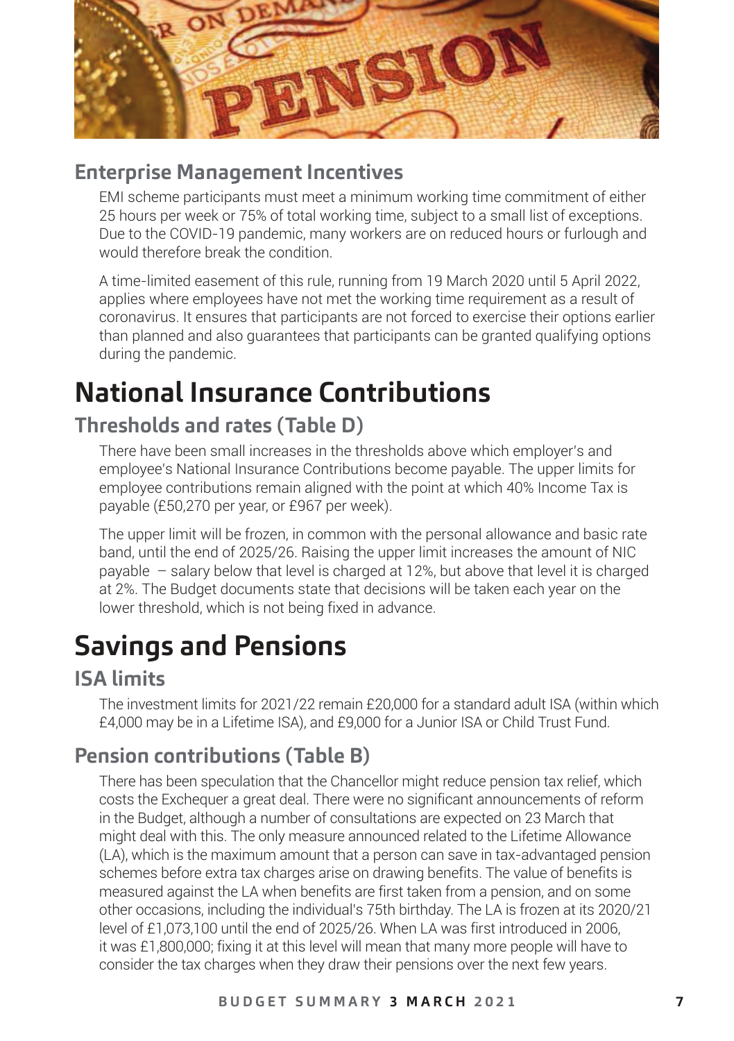### Enterprise Management Incentives

EMI scheme participants must meet a minimum working time commitment of either 25 hours per week or 75% of total working time, subject to a small list of exceptions. Due to the COVID-19 pandemic, many workers are on reduced hours or furlough and would therefore break the condition.

A time-limited easement of this rule, running from 19 March 2020 until 5 April 2022, applies where employees have not met the working time requirement as a result of coronavirus. It ensures that participants are not forced to exercise their options earlier than planned and also guarantees that participants can be granted qualifying options during the pandemic.

# National Insurance Contributions

### Thresholds and rates (Table D)

There have been small increases in the thresholds above which employer's and employee's National Insurance Contributions become payable. The upper limits for employee contributions remain aligned with the point at which 40% Income Tax is payable (£50,270 per year, or £967 per week).

The upper limit will be frozen, in common with the personal allowance and basic rate band, until the end of 2025/26. Raising the upper limit increases the amount of NIC payable – salary below that level is charged at 12%, but above that level it is charged at 2%. The Budget documents state that decisions will be taken each year on the lower threshold, which is not being fixed in advance.

# Savings and Pensions

### ISA limits

The investment limits for 2021/22 remain £20,000 for a standard adult ISA (within which £4,000 may be in a Lifetime ISA), and £9,000 for a Junior ISA or Child Trust Fund.

### Pension contributions (Table B)

There has been speculation that the Chancellor might reduce pension tax relief, which costs the Exchequer a great deal. There were no significant announcements of reform in the Budget, although a number of consultations are expected on 23 March that might deal with this. The only measure announced related to the Lifetime Allowance (LA), which is the maximum amount that a person can save in tax-advantaged pension schemes before extra tax charges arise on drawing benefits. The value of benefits is measured against the LA when benefits are first taken from a pension, and on some other occasions, including the individual's 75th birthday. The LA is frozen at its 2020/21 level of £1,073,100 until the end of 2025/26. When LA was first introduced in 2006, it was £1,800,000; fixing it at this level will mean that many more people will have to consider the tax charges when they draw their pensions over the next few years.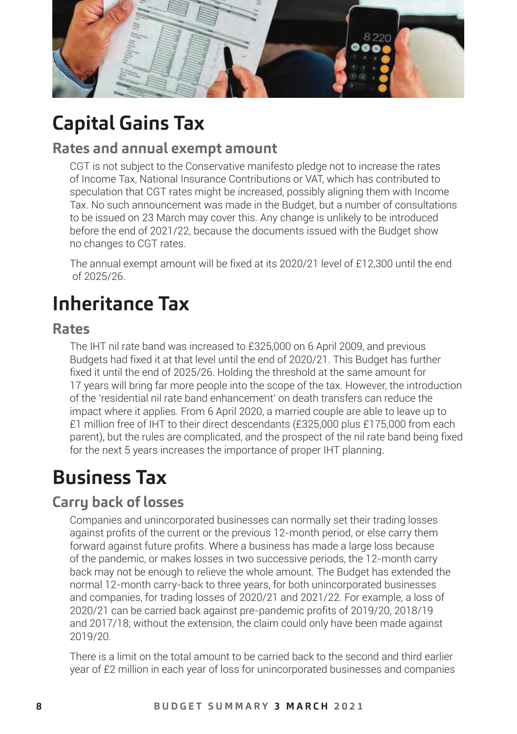# Capital Gains Tax

## Rates and annual exempt amount

CGT is not subject to the Conservative manifesto pledge not to increase the rates of Income Tax, National Insurance Contributions or VAT, which has contributed to speculation that CGT rates might be increased, possibly aligning them with Income Tax. No such announcement was made in the Budget, but a number of consultations to be issued on 23 March may cover this. Any change is unlikely to be introduced before the end of 2021/22, because the documents issued with the Budget show no changes to CGT rates.

The annual exempt amount will be fixed at its 2020/21 level of £12,300 until the end of 2025/26.

# Inheritance Tax

## Rates

The IHT nil rate band was increased to £325,000 on 6 April 2009, and previous Budgets had fixed it at that level until the end of 2020/21. This Budget has further fixed it until the end of 2025/26. Holding the threshold at the same amount for 17 years will bring far more people into the scope of the tax. However, the introduction of the 'residential nil rate band enhancement' on death transfers can reduce the impact where it applies. From 6 April 2020, a married couple are able to leave up to £1 million free of IHT to their direct descendants (£325,000 plus £175,000 from each parent), but the rules are complicated, and the prospect of the nil rate band being fixed for the next 5 years increases the importance of proper IHT planning.

# Business Tax

## Carry back of losses

Companies and unincorporated businesses can normally set their trading losses against profits of the current or the previous 12-month period, or else carry them forward against future profits. Where a business has made a large loss because of the pandemic, or makes losses in two successive periods, the 12-month carry back may not be enough to relieve the whole amount. The Budget has extended the normal 12-month carry-back to three years, for both unincorporated businesses and companies, for trading losses of 2020/21 and 2021/22. For example, a loss of 2020/21 can be carried back against pre-pandemic profits of 2019/20, 2018/19 and 2017/18; without the extension, the claim could only have been made against 2019/20.

There is a limit on the total amount to be carried back to the second and third earlier year of £2 million in each year of loss for unincorporated businesses and companies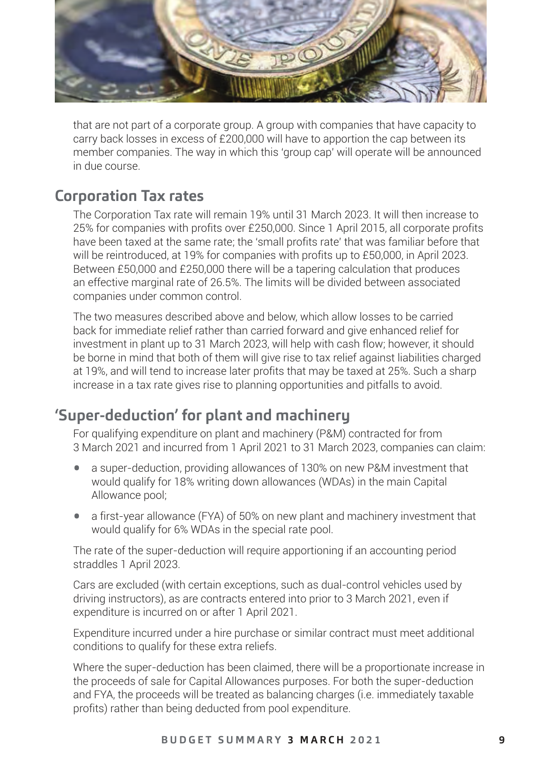that are not part of a corporate group. A group with companies that have capacity to carry back losses in excess of £200,000 will have to apportion the cap between its member companies. The way in which this 'group cap' will operate will be announced in due course.

## Corporation Tax rates

The Corporation Tax rate will remain 19% until 31 March 2023. It will then increase to 25% for companies with profits over £250,000. Since 1 April 2015, all corporate profits have been taxed at the same rate; the 'small profits rate' that was familiar before that will be reintroduced, at 19% for companies with profits up to £50,000, in April 2023. Between £50,000 and £250,000 there will be a tapering calculation that produces an effective marginal rate of 26.5%. The limits will be divided between associated companies under common control.

The two measures described above and below, which allow losses to be carried back for immediate relief rather than carried forward and give enhanced relief for investment in plant up to 31 March 2023, will help with cash flow; however, it should be borne in mind that both of them will give rise to tax relief against liabilities charged at 19%, and will tend to increase later profits that may be taxed at 25%. Such a sharp increase in a tax rate gives rise to planning opportunities and pitfalls to avoid.

## 'Super-deduction' for plant and machinery

For qualifying expenditure on plant and machinery (P&M) contracted for from 3 March 2021 and incurred from 1 April 2021 to 31 March 2023, companies can claim:

- a super-deduction, providing allowances of 130% on new P&M investment that would qualify for 18% writing down allowances (WDAs) in the main Capital Allowance pool;
- a first-year allowance (FYA) of 50% on new plant and machinery investment that would qualify for 6% WDAs in the special rate pool.

The rate of the super-deduction will require apportioning if an accounting period straddles 1 April 2023.

Cars are excluded (with certain exceptions, such as dual-control vehicles used by driving instructors), as are contracts entered into prior to 3 March 2021, even if expenditure is incurred on or after 1 April 2021.

Expenditure incurred under a hire purchase or similar contract must meet additional conditions to qualify for these extra reliefs.

Where the super-deduction has been claimed, there will be a proportionate increase in the proceeds of sale for Capital Allowances purposes. For both the super-deduction and FYA, the proceeds will be treated as balancing charges (i.e. immediately taxable profits) rather than being deducted from pool expenditure.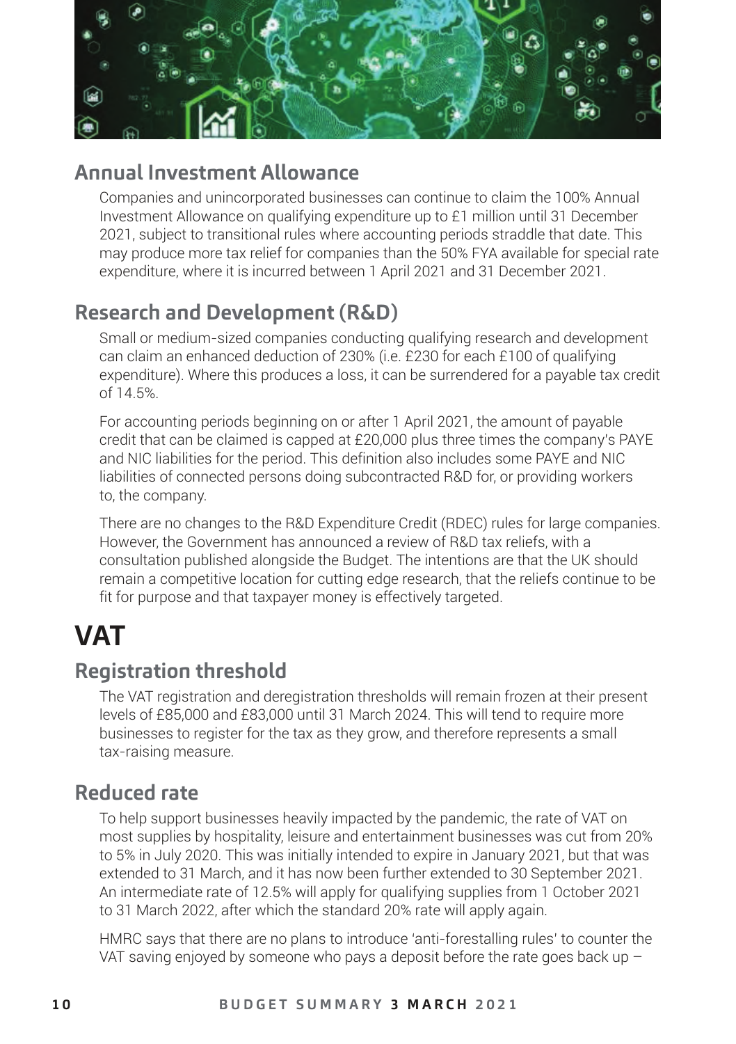## Annual Investment Allowance

Companies and unincorporated businesses can continue to claim the 100% Annual Investment Allowance on qualifying expenditure up to £1 million until 31 December 2021, subject to transitional rules where accounting periods straddle that date. This may produce more tax relief for companies than the 50% FYA available for special rate expenditure, where it is incurred between 1 April 2021 and 31 December 2021.

## Research and Development (R&D)

Small or medium-sized companies conducting qualifying research and development can claim an enhanced deduction of 230% (i.e. £230 for each £100 of qualifying expenditure). Where this produces a loss, it can be surrendered for a payable tax credit of 14.5%.

For accounting periods beginning on or after 1 April 2021, the amount of payable credit that can be claimed is capped at £20,000 plus three times the company's PAYE and NIC liabilities for the period. This definition also includes some PAYE and NIC liabilities of connected persons doing subcontracted R&D for, or providing workers to, the company.

There are no changes to the R&D Expenditure Credit (RDEC) rules for large companies. However, the Government has announced a review of R&D tax reliefs, with a consultation published alongside the Budget. The intentions are that the UK should remain a competitive location for cutting edge research, that the reliefs continue to be fit for purpose and that taxpayer money is effectively targeted.

# VAT

## Registration threshold

The VAT registration and deregistration thresholds will remain frozen at their present levels of £85,000 and £83,000 until 31 March 2024. This will tend to require more businesses to register for the tax as they grow, and therefore represents a small tax-raising measure.

## Reduced rate

To help support businesses heavily impacted by the pandemic, the rate of VAT on most supplies by hospitality, leisure and entertainment businesses was cut from 20% to 5% in July 2020. This was initially intended to expire in January 2021, but that was extended to 31 March, and it has now been further extended to 30 September 2021. An intermediate rate of 12.5% will apply for qualifying supplies from 1 October 2021 to 31 March 2022, after which the standard 20% rate will apply again.

HMRC says that there are no plans to introduce 'anti-forestalling rules' to counter the VAT saving enjoyed by someone who pays a deposit before the rate goes back up –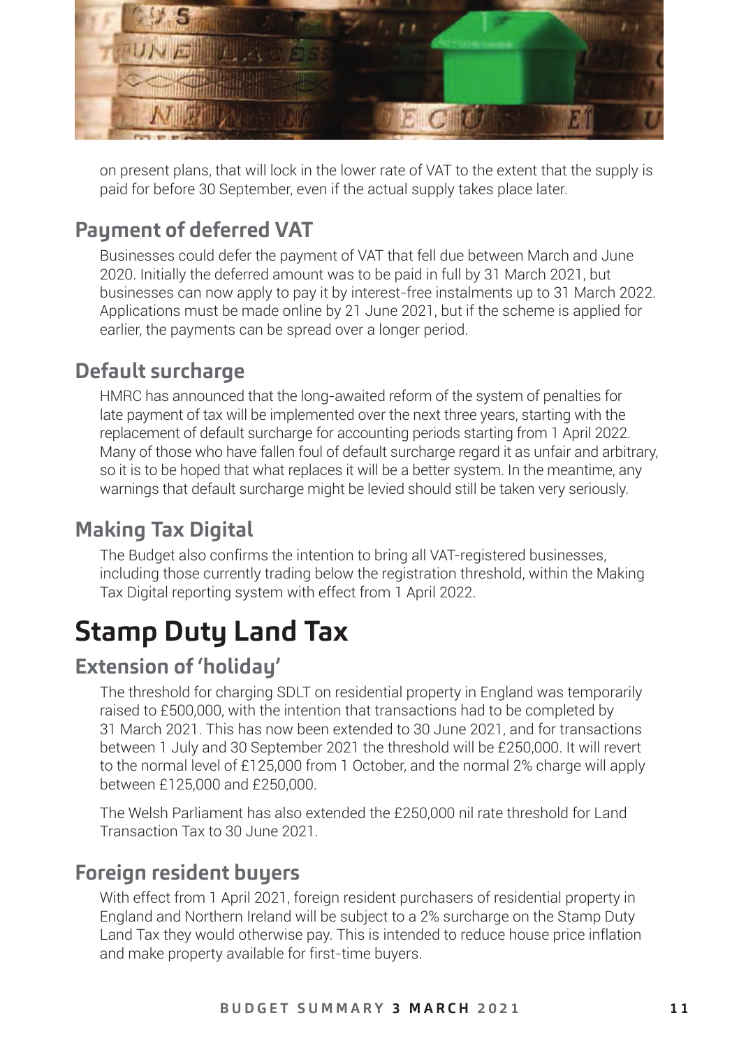on present plans, that will lock in the lower rate of VAT to the extent that the supply is paid for before 30 September, even if the actual supply takes place later.

### Payment of deferred VAT

Businesses could defer the payment of VAT that fell due between March and June 2020. Initially the deferred amount was to be paid in full by 31 March 2021, but businesses can now apply to pay it by interest-free instalments up to 31 March 2022. Applications must be made online by 21 June 2021, but if the scheme is applied for earlier, the payments can be spread over a longer period.

### Default surcharge

HMRC has announced that the long-awaited reform of the system of penalties for late payment of tax will be implemented over the next three years, starting with the replacement of default surcharge for accounting periods starting from 1 April 2022. Many of those who have fallen foul of default surcharge regard it as unfair and arbitrary, so it is to be hoped that what replaces it will be a better system. In the meantime, any warnings that default surcharge might be levied should still be taken very seriously.

### Making Tax Digital

The Budget also confirms the intention to bring all VAT-registered businesses, including those currently trading below the registration threshold, within the Making Tax Digital reporting system with effect from 1 April 2022.

## Stamp Duty Land Tax

### Extension of 'holiday'

The threshold for charging SDLT on residential property in England was temporarily raised to £500,000, with the intention that transactions had to be completed by 31 March 2021. This has now been extended to 30 June 2021, and for transactions between 1 July and 30 September 2021 the threshold will be £250,000. It will revert to the normal level of £125,000 from 1 October, and the normal 2% charge will apply between £125,000 and £250,000.

The Welsh Parliament has also extended the £250,000 nil rate threshold for Land Transaction Tax to 30 June 2021.

### Foreign resident buyers

With effect from 1 April 2021, foreign resident purchasers of residential property in England and Northern Ireland will be subject to a 2% surcharge on the Stamp Duty Land Tax they would otherwise pay. This is intended to reduce house price inflation and make property available for first-time buyers.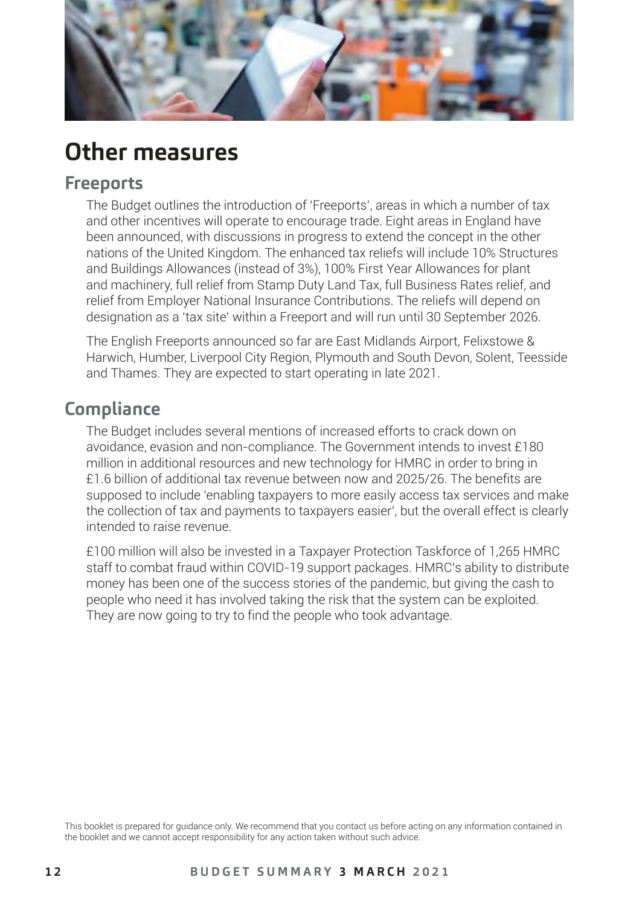# Other measures

## Freeports

The Budget outlines the introduction of 'Freeports', areas in which a number of tax and other incentives will operate to encourage trade. Eight areas in England have been announced, with discussions in progress to extend the concept in the other nations of the United Kingdom. The enhanced tax reliefs will include 10% Structures and Buildings Allowances (instead of 3%), 100% First Year Allowances for plant and machinery, full relief from Stamp Duty Land Tax, full Business Rates relief, and relief from Employer National Insurance Contributions. The reliefs will depend on designation as a 'tax site' within a Freeport and will run until 30 September 2026.

The English Freeports announced so far are East Midlands Airport, Felixstowe & Harwich, Humber, Liverpool City Region, Plymouth and South Devon, Solent, Teesside and Thames. They are expected to start operating in late 2021.

## Compliance

The Budget includes several mentions of increased efforts to crack down on avoidance, evasion and non-compliance. The Government intends to invest £180 million in additional resources and new technology for HMRC in order to bring in £1.6 billion of additional tax revenue between now and 2025/26. The benefits are supposed to include 'enabling taxpayers to more easily access tax services and make the collection of tax and payments to taxpayers easier', but the overall effect is clearly intended to raise revenue.

£100 million will also be invested in a Taxpayer Protection Taskforce of 1,265 HMRC staff to combat fraud within COVID-19 support packages. HMRC's ability to distribute money has been one of the success stories of the pandemic, but giving the cash to people who need it has involved taking the risk that the system can be exploited. They are now going to try to find the people who took advantage.

This booklet is prepared for guidance only. We recommend that you contact us before acting on any information contained in the booklet and we cannot accept responsibility for any action taken without such advice.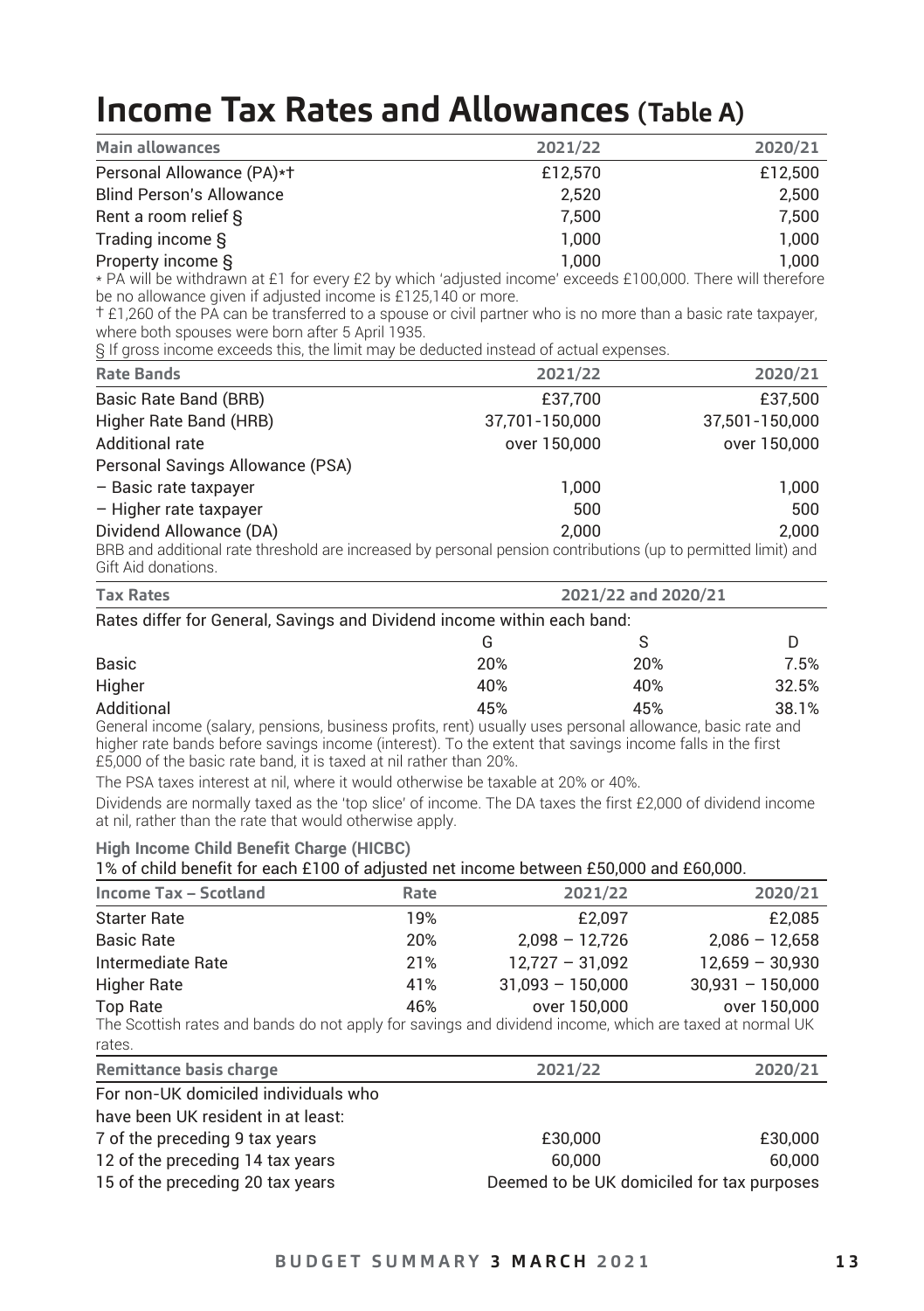# Income Tax Rates and Allowances (Table A)

| Main allowances | 2021/22 | 2020/21 |
|---|---|---|
| Personal Allowance (PA)*† | £12,570 | £12,500 |
| Blind Person's Allowance | 2,520 | 2,500 |
| Rent a room relief § | 7,500 | 7,500 |
| Trading income § | 1,000 | 1,000 |
| Property income § | 1,000 | 1,000 |

* PA will be withdrawn at £1 for every £2 by which 'adjusted income' exceeds £100,000. There will therefore be no allowance given if adjusted income is £125,140 or more.

† £1,260 of the PA can be transferred to a spouse or civil partner who is no more than a basic rate taxpayer, where both spouses were born after 5 April 1935.

§ If gross income exceeds this, the limit may be deducted instead of actual expenses.

| Rate Bands | 2021/22 | 2020/21 |
|---|---|---|
| Basic Rate Band (BRB) | £37,700 | £37,500 |
| Higher Rate Band (HRB) | 37,701-150,000 | 37,501-150,000 |
| Additional rate | over 150,000 | over 150,000 |
| Personal Savings Allowance (PSA) | | |
| – Basic rate taxpayer | 1,000 | 1,000 |
| – Higher rate taxpayer | 500 | 500 |
| Dividend Allowance (DA) | 2,000 | 2,000 |

BRB and additional rate threshold are increased by personal pension contributions (up to permitted limit) and Gift Aid donations.

| Tax Rates | 2021/22 and 2020/21 | | |
|---|---|---|---|
| Rates differ for General, Savings and Dividend income within each band: | | | |
| | G | S | D |
| Basic | 20% | 20% | 7.5% |
| Higher | 40% | 40% | 32.5% |
| Additional | 45% | 45% | 38.1% |

General income (salary, pensions, business profits, rent) usually uses personal allowance, basic rate and higher rate bands before savings income (interest). To the extent that savings income falls in the first £5,000 of the basic rate band, it is taxed at nil rather than 20%.

The PSA taxes interest at nil, where it would otherwise be taxable at 20% or 40%.

Dividends are normally taxed as the 'top slice' of income. The DA taxes the first £2,000 of dividend income at nil, rather than the rate that would otherwise apply.

**High Income Child Benefit Charge (HICBC)**

1% of child benefit for each £100 of adjusted net income between £50,000 and £60,000.

| Income Tax – Scotland | Rate | 2021/22 | 2020/21 |
|---|---|---|---|
| Starter Rate | 19% | £2,097 | £2,085 |
| Basic Rate | 20% | 2,098 – 12,726 | 2,086 – 12,658 |
| Intermediate Rate | 21% | 12,727 – 31,092 | 12,659 – 30,930 |
| Higher Rate | 41% | 31,093 – 150,000 | 30,931 – 150,000 |
| Top Rate | 46% | over 150,000 | over 150,000 |

The Scottish rates and bands do not apply for savings and dividend income, which are taxed at normal UK rates.

| Remittance basis charge | 2021/22 | 2020/21 |
|---|---|---|
| For non-UK domiciled individuals who have been UK resident in at least: | | |
| 7 of the preceding 9 tax years | £30,000 | £30,000 |
| 12 of the preceding 14 tax years | 60,000 | 60,000 |
| 15 of the preceding 20 tax years | Deemed to be UK domiciled for tax purposes | |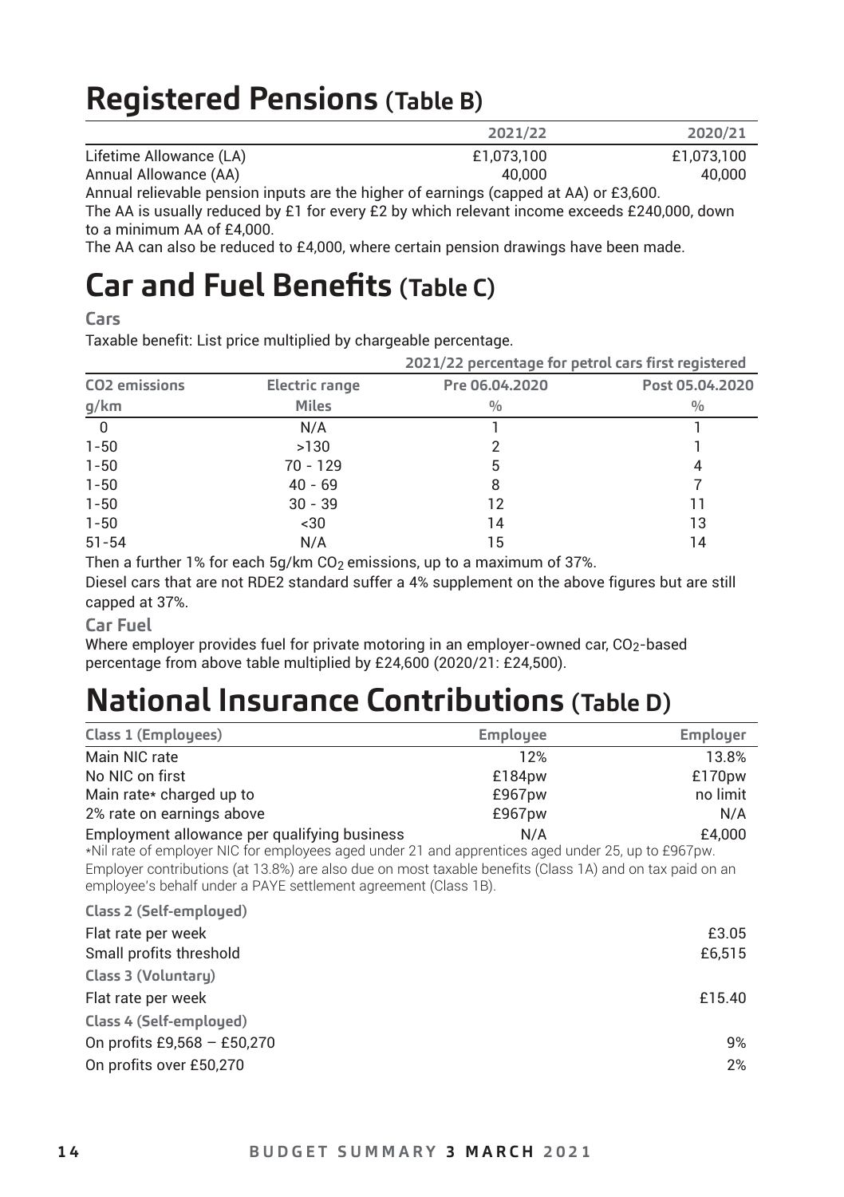# Registered Pensions (Table B)

| | 2021/22 | 2020/21 |
|---|---|---|
| Lifetime Allowance (LA) | £1,073,100 | £1,073,100 |
| Annual Allowance (AA) | 40,000 | 40,000 |

Annual relievable pension inputs are the higher of earnings (capped at AA) or £3,600.

The AA is usually reduced by £1 for every £2 by which relevant income exceeds £240,000, down to a minimum AA of £4,000.

The AA can also be reduced to £4,000, where certain pension drawings have been made.

# Car and Fuel Benefits (Table C)

### Cars

Taxable benefit: List price multiplied by chargeable percentage.

| | | 2021/22 percentage for petrol cars first registered | |
|---|---|---|---|
| CO2 emissions g/km | Electric range Miles | Pre 06.04.2020 % | Post 05.04.2020 % |
| 0 | N/A | 1 | 1 |
| 1-50 | >130 | 2 | 1 |
| 1-50 | 70 - 129 | 5 | 4 |
| 1-50 | 40 - 69 | 8 | 7 |
| 1-50 | 30 - 39 | 12 | 11 |
| 1-50 | <30 | 14 | 13 |
| 51-54 | N/A | 15 | 14 |

Then a further 1% for each 5g/km $CO_2$ emissions, up to a maximum of 37%.

Diesel cars that are not RDE2 standard suffer a 4% supplement on the above figures but are still capped at 37%.

### Car Fuel

Where employer provides fuel for private motoring in an employer-owned car, $CO_2$-based percentage from above table multiplied by £24,600 (2020/21: £24,500).

# National Insurance Contributions (Table D)

| Class 1 (Employees) | Employee | Employer |
|---|---|---|
| Main NIC rate | 12% | 13.8% |
| No NIC on first | £184pw | £170pw |
| Main rate* charged up to | £967pw | no limit |
| 2% rate on earnings above | £967pw | N/A |
| Employment allowance per qualifying business | N/A | £4,000 |

*Nil rate of employer NIC for employees aged under 21 and apprentices aged under 25, up to £967pw.

Employer contributions (at 13.8%) are also due on most taxable benefits (Class 1A) and on tax paid on an employee's behalf under a PAYE settlement agreement (Class 1B).

| Class 2 (Self-employed) | |
|---|---|
| Flat rate per week | £3.05 |
| Small profits threshold | £6,515 |
| **Class 3 (Voluntary)** | |
| Flat rate per week | £15.40 |
| **Class 4 (Self-employed)** | |
| On profits £9,568 – £50,270 | 9% |
| On profits over £50,270 | 2% |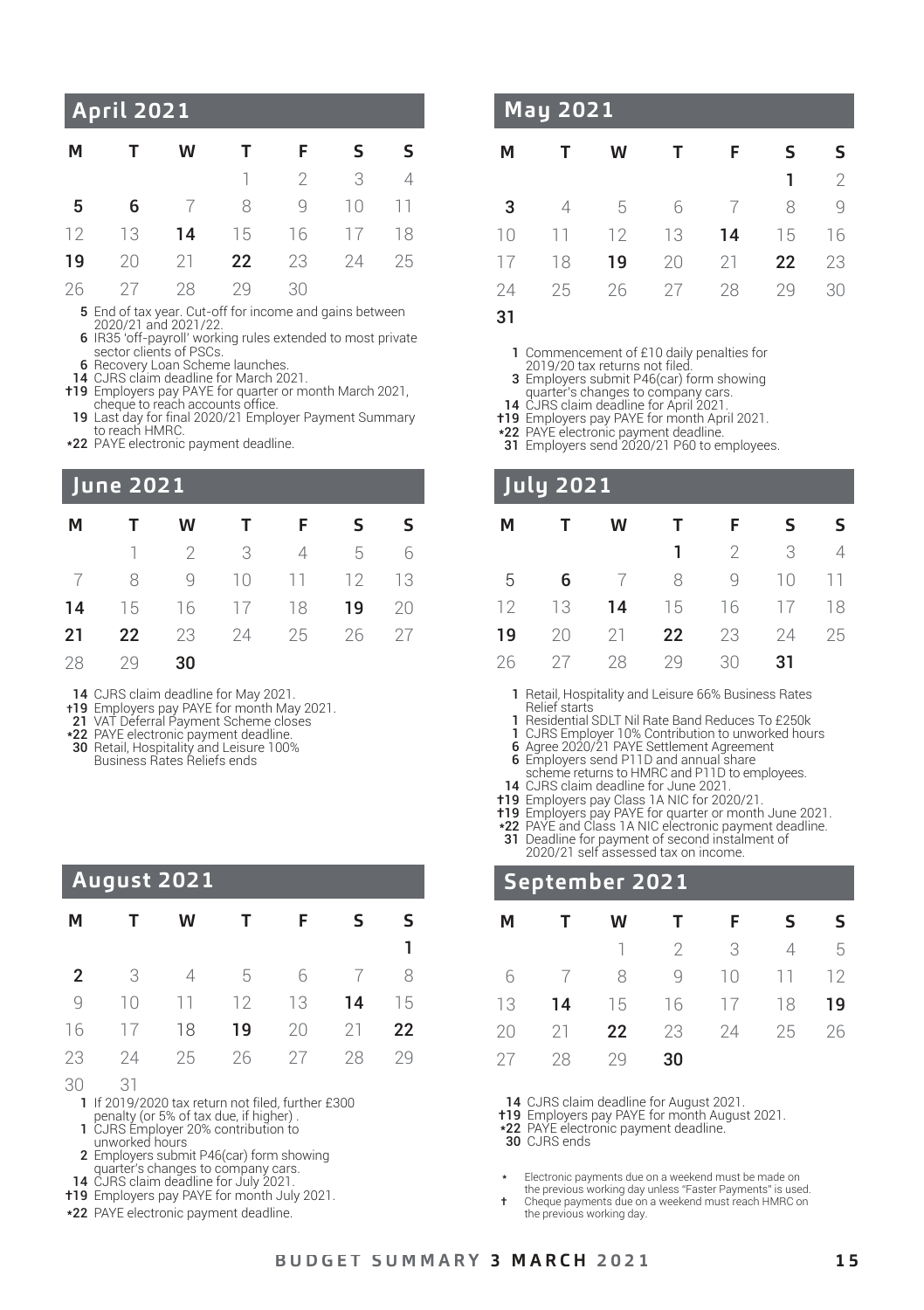## April 2021

| M | T | W | T | F | S | S |
|---|---|---|---|---|---|---|
| | | | 1 | 2 | 3 | 4 |
| **5** | **6** | 7 | 8 | 9 | 10 | 11 |
| 12 | 13 | **14** | 15 | 16 | 17 | 18 |
| **19** | 20 | 21 | **22** | 23 | 24 | 25 |
| 26 | 27 | 28 | 29 | 30 | | |

- **5** End of tax year. Cut-off for income and gains between 2020/21 and 2021/22.
- **6** IR35 'off-payroll' working rules extended to most private sector clients of PSCs.
- **6** Recovery Loan Scheme launches.
- **14** CJRS claim deadline for March 2021.
- **†19** Employers pay PAYE for quarter or month March 2021, cheque to reach accounts office.
- **19** Last day for final 2020/21 Employer Payment Summary to reach HMRC.
- **\*22** PAYE electronic payment deadline.

## May 2021

| M | T | W | T | F | S | S |
|---|---|---|---|---|---|---|
| | | | | | **1** | 2 |
| **3** | 4 | 5 | 6 | 7 | 8 | 9 |
| 10 | 11 | 12 | 13 | **14** | 15 | 16 |
| 17 | 18 | **19** | 20 | 21 | **22** | 23 |
| 24 | 25 | 26 | 27 | 28 | 29 | 30 |
| **31** | | | | | | |

- **1** Commencement of £10 daily penalties for 2019/20 tax returns not filed.
- **3** Employers submit P46(car) form showing quarter's changes to company cars.
- **14** CJRS claim deadline for April 2021.
- **†19** Employers pay PAYE for month April 2021.
- **\*22** PAYE electronic payment deadline.
- **31** Employers send 2020/21 P60 to employees.

## June 2021

| M | T | W | T | F | S | S |
|---|---|---|---|---|---|---|
| | 1 | 2 | 3 | 4 | 5 | 6 |
| 7 | 8 | 9 | 10 | 11 | 12 | 13 |
| **14** | 15 | 16 | 17 | 18 | **19** | 20 |
| **21** | **22** | 23 | 24 | 25 | 26 | 27 |
| 28 | 29 | **30** | | | | |

- **14** CJRS claim deadline for May 2021.
- **†19** Employers pay PAYE for month May 2021.
- **21** VAT Deferral Payment Scheme closes
- **\*22** PAYE electronic payment deadline.
- **30** Retail, Hospitality and Leisure 100% Business Rates Reliefs ends

## July 2021

| M | T | W | T | F | S | S |
|---|---|---|---|---|---|---|
| | | | **1** | 2 | 3 | 4 |
| 5 | **6** | 7 | 8 | 9 | 10 | 11 |
| 12 | 13 | **14** | 15 | 16 | 17 | 18 |
| **19** | 20 | 21 | **22** | 23 | 24 | 25 |
| 26 | 27 | 28 | 29 | 30 | **31** | |

- **1** Retail, Hospitality and Leisure 66% Business Rates Relief starts
- **1** Residential SDLT Nil Rate Band Reduces To £250k
- **1** CJRS Employer 10% Contribution to unworked hours
- **6** Agree 2020/21 PAYE Settlement Agreement
- **6** Employers send P11D and annual share scheme returns to HMRC and P11D to employees.
- **14** CJRS claim deadline for June 2021.
- **†19** Employers pay Class 1A NIC for 2020/21.
- **†19** Employers pay PAYE for quarter or month June 2021.
- **\*22** PAYE and Class 1A NIC electronic payment deadline.
- **31** Deadline for payment of second instalment of 2020/21 self assessed tax on income.

## August 2021

| M | T | W | T | F | S | S |
|---|---|---|---|---|---|---|
| | | | | | | **1** |
| **2** | 3 | 4 | 5 | 6 | 7 | 8 |
| 9 | 10 | 11 | 12 | 13 | **14** | 15 |
| 16 | 17 | 18 | **19** | 20 | 21 | **22** |
| 23 | 24 | 25 | 26 | 27 | 28 | 29 |
| 30 | 31 | | | | | |

- **1** If 2019/2020 tax return not filed, further £300 penalty (or 5% of tax due, if higher) .
- **1** CJRS Employer 20% contribution to unworked hours
- **2** Employers submit P46(car) form showing quarter's changes to company cars.
- **14** CJRS claim deadline for July 2021.
- **†19** Employers pay PAYE for month July 2021.
- **\*22** PAYE electronic payment deadline.

## September 2021

| M | T | W | T | F | S | S |
|---|---|---|---|---|---|---|
| | | 1 | 2 | 3 | 4 | 5 |
| 6 | 7 | 8 | 9 | 10 | 11 | 12 |
| 13 | **14** | 15 | 16 | 17 | 18 | **19** |
| 20 | 21 | **22** | 23 | 24 | 25 | 26 |
| 27 | 28 | 29 | **30** | | | |

- **14** CJRS claim deadline for August 2021.
- **†19** Employers pay PAYE for month August 2021.
- **\*22** PAYE electronic payment deadline.
- **30** CJRS ends

\* Electronic payments due on a weekend must be made on the previous working day unless "Faster Payments" is used.

† Cheque payments due on a weekend must reach HMRC on the previous working day.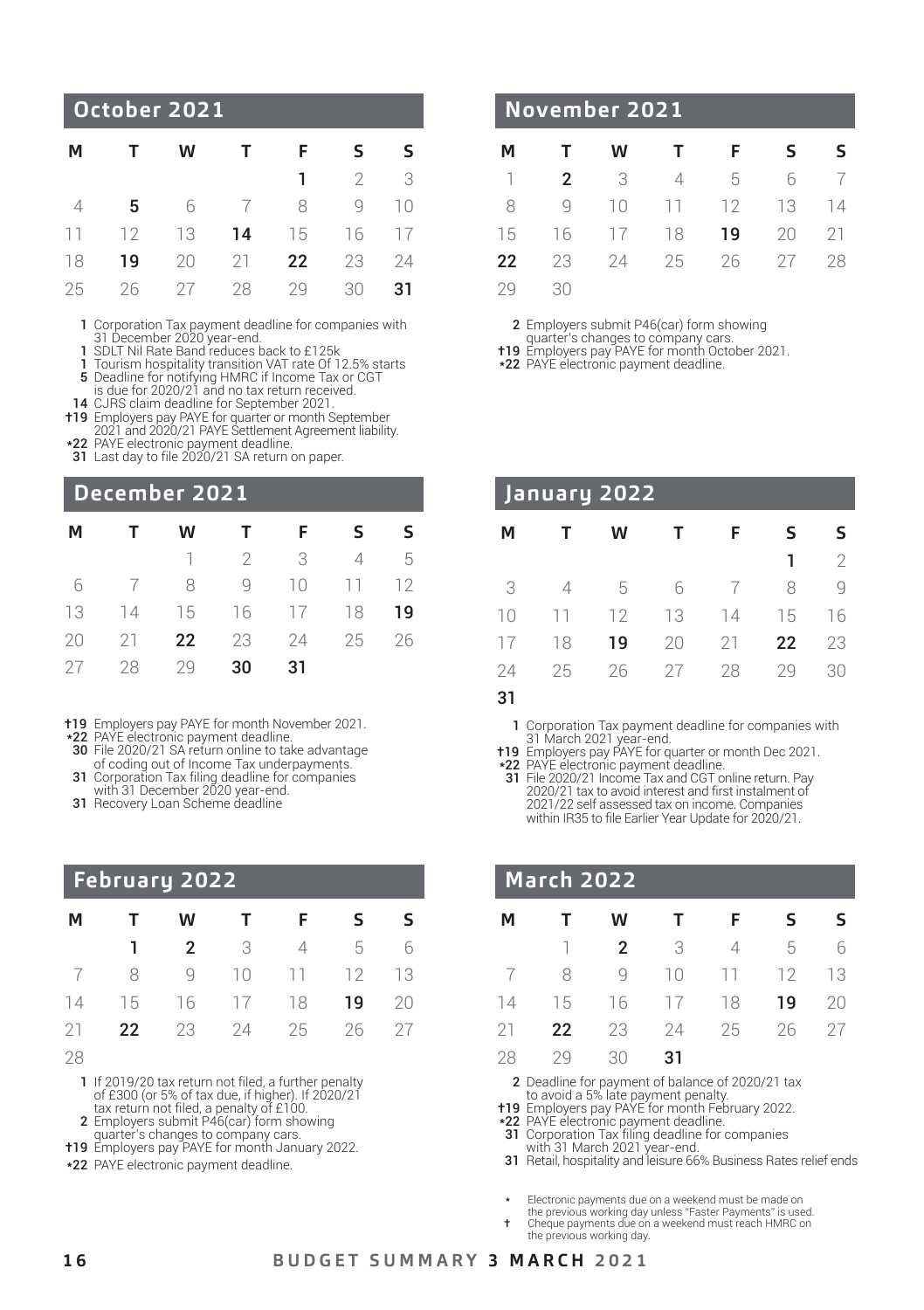## October 2021

| M | T | W | T | F | S | S |
|---|---|---|---|---|---|---|
| | | | | **1** | 2 | 3 |
| 4 | **5** | 6 | 7 | 8 | 9 | 10 |
| 11 | 12 | 13 | **14** | 15 | 16 | 17 |
| 18 | **19** | 20 | 21 | **22** | 23 | 24 |
| 25 | 26 | 27 | 28 | 29 | 30 | **31** |

**1** Corporation Tax payment deadline for companies with 31 December 2020 year-end.
**1** SDLT Nil Rate Band reduces back to £125k
**1** Tourism hospitality transition VAT rate Of 12.5% starts
**5** Deadline for notifying HMRC if Income Tax or CGT is due for 2020/21 and no tax return received.
**14** CJRS claim deadline for September 2021.
**†19** Employers pay PAYE for quarter or month September 2021 and 2020/21 PAYE Settlement Agreement liability.
**\*22** PAYE electronic payment deadline.
**31** Last day to file 2020/21 SA return on paper.

## November 2021

| M | T | W | T | F | S | S |
|---|---|---|---|---|---|---|
| 1 | **2** | 3 | 4 | 5 | 6 | 7 |
| 8 | 9 | 10 | 11 | 12 | 13 | 14 |
| 15 | 16 | 17 | 18 | **19** | 20 | 21 |
| **22** | 23 | 24 | 25 | 26 | 27 | 28 |
| 29 | 30 | | | | | |

**2** Employers submit P46(car) form showing quarter's changes to company cars.
**†19** Employers pay PAYE for month October 2021.
**\*22** PAYE electronic payment deadline.

## December 2021

| M | T | W | T | F | S | S |
|---|---|---|---|---|---|---|
| | | 1 | 2 | 3 | 4 | 5 |
| 6 | 7 | 8 | 9 | 10 | 11 | 12 |
| 13 | 14 | 15 | 16 | 17 | 18 | **19** |
| 20 | 21 | **22** | 23 | 24 | 25 | 26 |
| 27 | 28 | 29 | **30** | **31** | | |

**†19** Employers pay PAYE for month November 2021.
**\*22** PAYE electronic payment deadline.
**30** File 2020/21 SA return online to take advantage of coding out of Income Tax underpayments.
**31** Corporation Tax filing deadline for companies with 31 December 2020 year-end.
**31** Recovery Loan Scheme deadline

## January 2022

| M | T | W | T | F | S | S |
|---|---|---|---|---|---|---|
| | | | | | **1** | 2 |
| 3 | 4 | 5 | 6 | 7 | 8 | 9 |
| 10 | 11 | 12 | 13 | 14 | 15 | 16 |
| 17 | 18 | **19** | 20 | 21 | **22** | 23 |
| 24 | 25 | 26 | 27 | 28 | 29 | 30 |
| **31** | | | | | | |

**1** Corporation Tax payment deadline for companies with 31 March 2021 year-end.
**†19** Employers pay PAYE for quarter or month Dec 2021.
**\*22** PAYE electronic payment deadline.
**31** File 2020/21 Income Tax and CGT online return. Pay 2020/21 tax to avoid interest and first instalment of 2021/22 self assessed tax on income. Companies within IR35 to file Earlier Year Update for 2020/21.

## February 2022

| M | T | W | T | F | S | S |
|---|---|---|---|---|---|---|
| | **1** | **2** | 3 | 4 | 5 | 6 |
| 7 | 8 | 9 | 10 | 11 | 12 | 13 |
| 14 | 15 | 16 | 17 | 18 | **19** | 20 |
| 21 | **22** | 23 | 24 | 25 | 26 | 27 |
| 28 | | | | | | |

**1** If 2019/20 tax return not filed, a further penalty of £300 (or 5% of tax due, if higher). If 2020/21 tax return not filed, a penalty of £100.
**2** Employers submit P46(car) form showing quarter's changes to company cars.
**†19** Employers pay PAYE for month January 2022.
**\*22** PAYE electronic payment deadline.

## March 2022

| M | T | W | T | F | S | S |
|---|---|---|---|---|---|---|
| | 1 | **2** | 3 | 4 | 5 | 6 |
| 7 | 8 | 9 | 10 | 11 | 12 | 13 |
| 14 | 15 | 16 | 17 | 18 | **19** | 20 |
| 21 | **22** | 23 | 24 | 25 | 26 | 27 |
| 28 | 29 | 30 | **31** | | | |

**2** Deadline for payment of balance of 2020/21 tax to avoid a 5% late payment penalty.
**†19** Employers pay PAYE for month February 2022.
**\*22** PAYE electronic payment deadline.
**31** Corporation Tax filing deadline for companies with 31 March 2021 year-end.
**31** Retail, hospitality and leisure 66% Business Rates relief ends

\* Electronic payments due on a weekend must be made on the previous working day unless "Faster Payments" is used.
† Cheque payments due on a weekend must reach HMRC on the previous working day.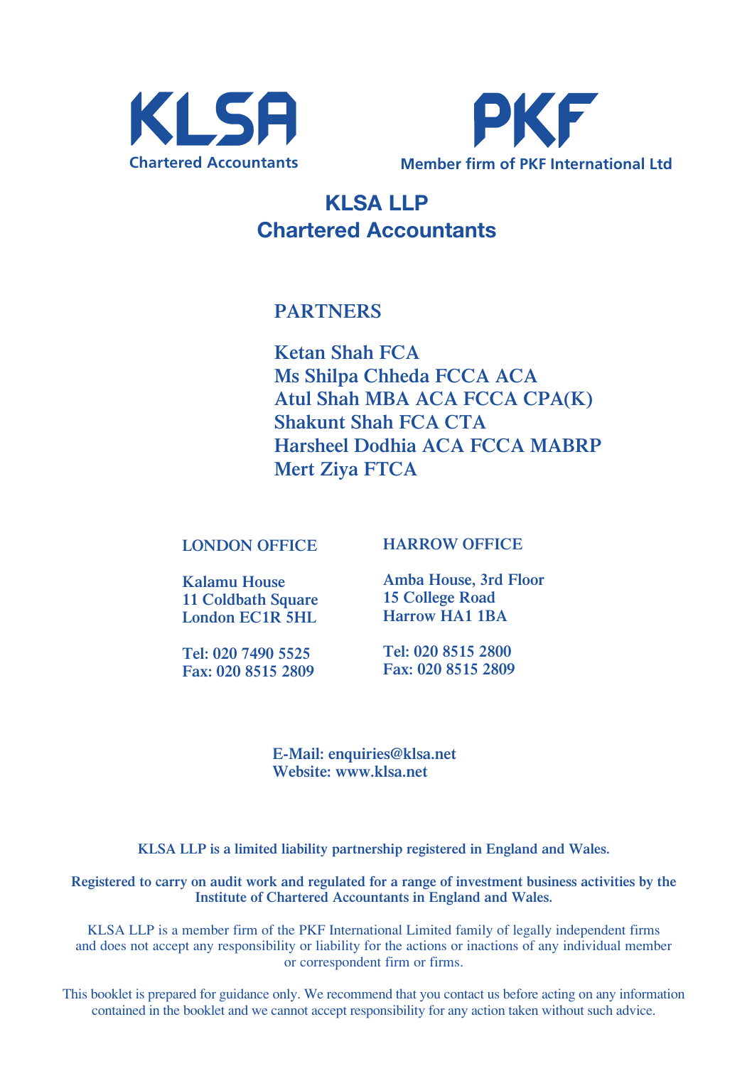**KLSA**
Chartered Accountants

**PKF**
Member firm of PKF International Ltd

# KLSA LLP
# Chartered Accountants

## PARTNERS

**Ketan Shah FCA**
**Ms Shilpa Chheda FCCA ACA**
**Atul Shah MBA ACA FCCA CPA(K)**
**Shakunt Shah FCA CTA**
**Harsheel Dodhia ACA FCCA MABRP**
**Mert Ziya FTCA**

### LONDON OFFICE

**Kalamu House**
**11 Coldbath Square**
**London EC1R 5HL**

**Tel: 020 7490 5525**
**Fax: 020 8515 2809**

### HARROW OFFICE

**Amba House, 3rd Floor**
**15 College Road**
**Harrow HA1 1BA**

**Tel: 020 8515 2800**
**Fax: 020 8515 2809**

**E-Mail: enquiries@klsa.net**
**Website: www.klsa.net**

**KLSA LLP is a limited liability partnership registered in England and Wales.**

**Registered to carry on audit work and regulated for a range of investment business activities by the Institute of Chartered Accountants in England and Wales.**

KLSA LLP is a member firm of the PKF International Limited family of legally independent firms and does not accept any responsibility or liability for the actions or inactions of any individual member or correspondent firm or firms.

This booklet is prepared for guidance only. We recommend that you contact us before acting on any information contained in the booklet and we cannot accept responsibility for any action taken without such advice.